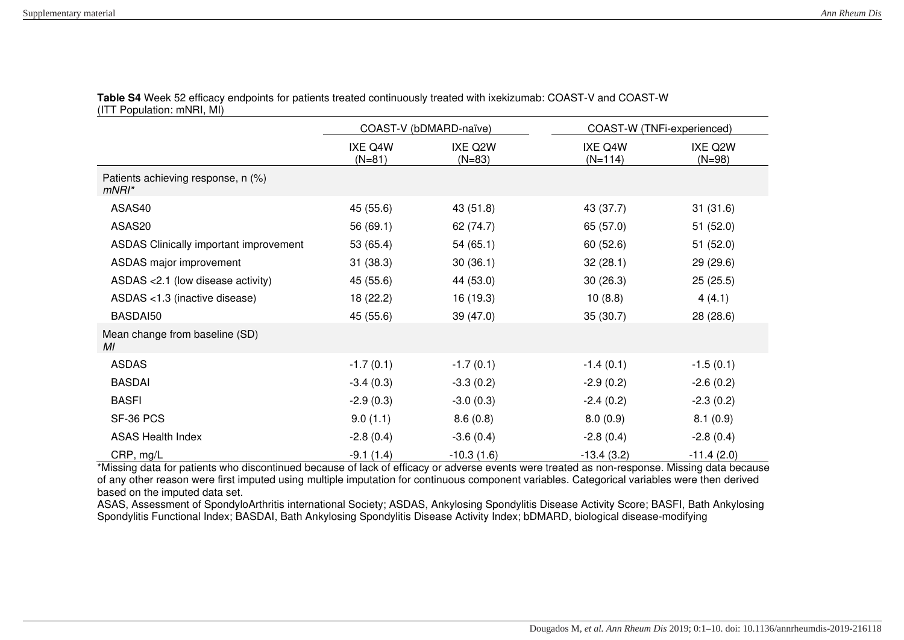**Table S4** Week 52 efficacy endpoints for patients treated continuously treated with ixekizumab: COAST-V and COAST-W (ITT Population: mNRI, MI)

| | COAST-V (bDMARD-naïve) | | COAST-W (TNFi-experienced) | |
|---|---|---|---|---|
| | IXE Q4W (N=81) | IXE Q2W (N=83) | IXE Q4W (N=114) | IXE Q2W (N=98) |
| Patients achieving response, n (%) *mNRI** | | | | |
| ASAS40 | 45 (55.6) | 43 (51.8) | 43 (37.7) | 31 (31.6) |
| ASAS20 | 56 (69.1) | 62 (74.7) | 65 (57.0) | 51 (52.0) |
| ASDAS Clinically important improvement | 53 (65.4) | 54 (65.1) | 60 (52.6) | 51 (52.0) |
| ASDAS major improvement | 31 (38.3) | 30 (36.1) | 32 (28.1) | 29 (29.6) |
| ASDAS <2.1 (low disease activity) | 45 (55.6) | 44 (53.0) | 30 (26.3) | 25 (25.5) |
| ASDAS <1.3 (inactive disease) | 18 (22.2) | 16 (19.3) | 10 (8.8) | 4 (4.1) |
| BASDAI50 | 45 (55.6) | 39 (47.0) | 35 (30.7) | 28 (28.6) |
| Mean change from baseline (SD) *MI* | | | | |
| ASDAS | -1.7 (0.1) | -1.7 (0.1) | -1.4 (0.1) | -1.5 (0.1) |
| BASDAI | -3.4 (0.3) | -3.3 (0.2) | -2.9 (0.2) | -2.6 (0.2) |
| BASFI | -2.9 (0.3) | -3.0 (0.3) | -2.4 (0.2) | -2.3 (0.2) |
| SF-36 PCS | 9.0 (1.1) | 8.6 (0.8) | 8.0 (0.9) | 8.1 (0.9) |
| ASAS Health Index | -2.8 (0.4) | -3.6 (0.4) | -2.8 (0.4) | -2.8 (0.4) |
| CRP, mg/L | -9.1 (1.4) | -10.3 (1.6) | -13.4 (3.2) | -11.4 (2.0) |

*Missing data for patients who discontinued because of lack of efficacy or adverse events were treated as non-response. Missing data because of any other reason were first imputed using multiple imputation for continuous component variables. Categorical variables were then derived based on the imputed data set.

ASAS, Assessment of SpondyloArthritis international Society; ASDAS, Ankylosing Spondylitis Disease Activity Score; BASFI, Bath Ankylosing Spondylitis Functional Index; BASDAI, Bath Ankylosing Spondylitis Disease Activity Index; bDMARD, biological disease-modifying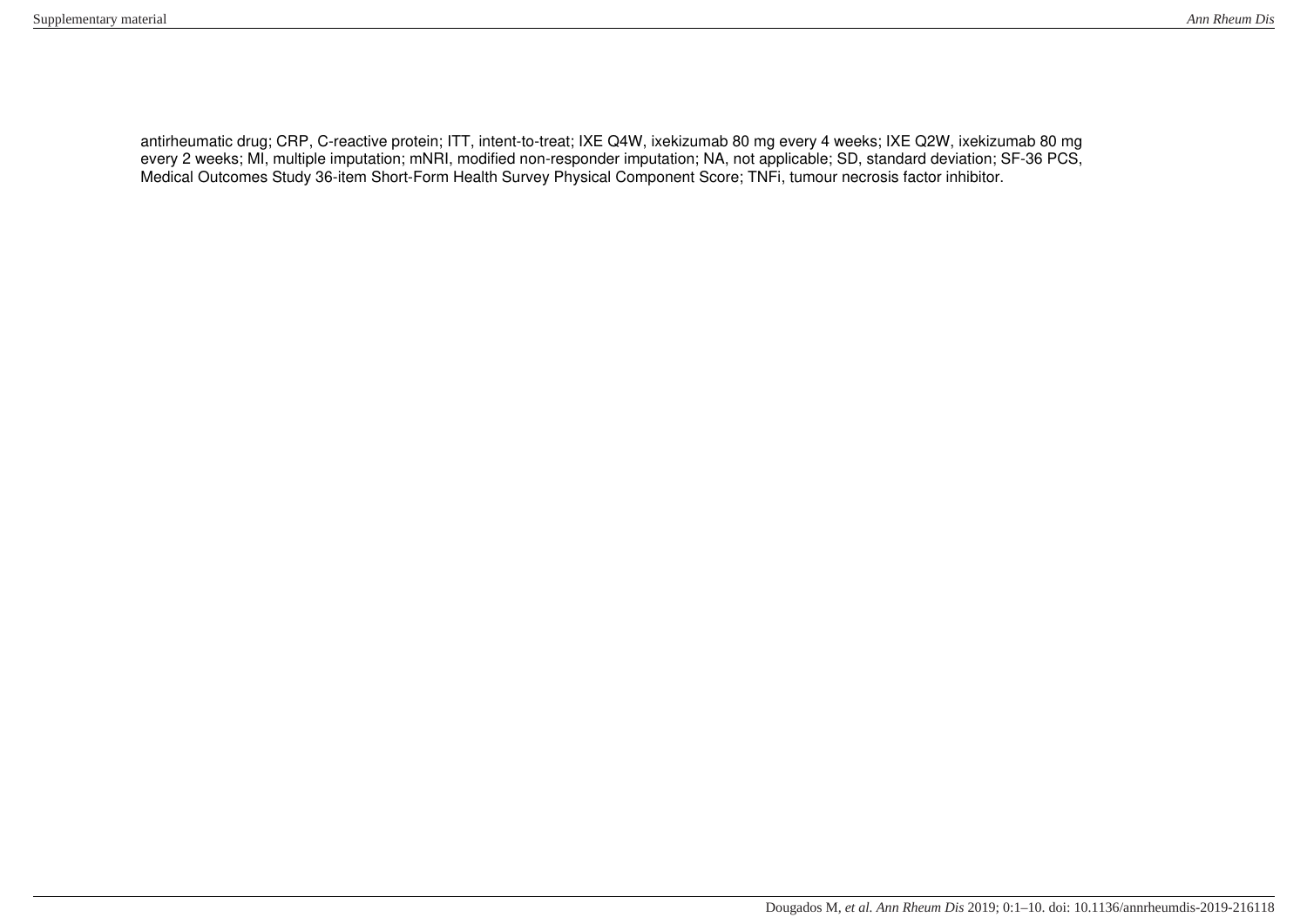antirheumatic drug; CRP, C-reactive protein; ITT, intent-to-treat; IXE Q4W, ixekizumab 80 mg every 4 weeks; IXE Q2W, ixekizumab 80 mg every 2 weeks; MI, multiple imputation; mNRI, modified non-responder imputation; NA, not applicable; SD, standard deviation; SF-36 PCS, Medical Outcomes Study 36-item Short-Form Health Survey Physical Component Score; TNFi, tumour necrosis factor inhibitor.